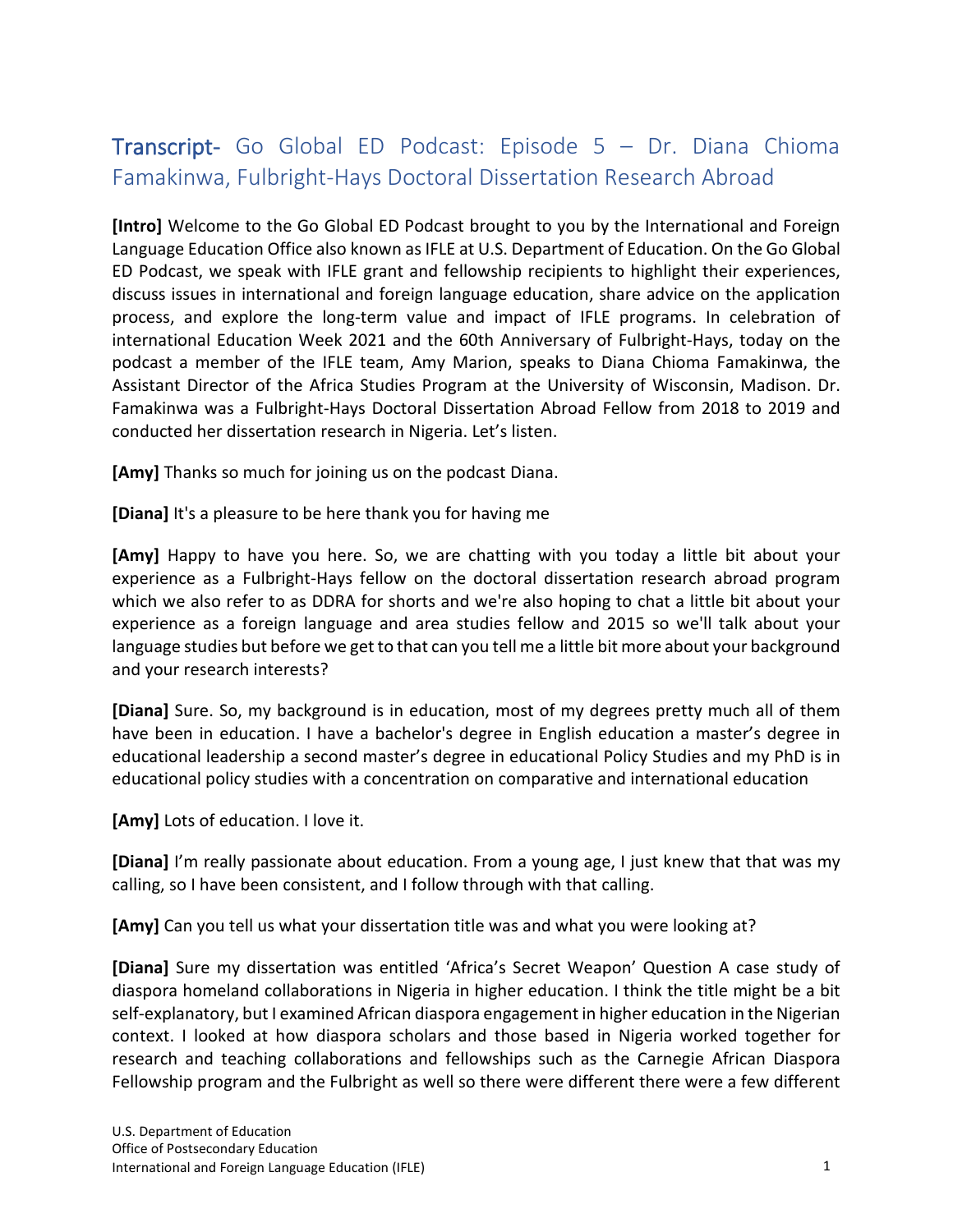# Transcript- Go Global ED Podcast: Episode 5 – Dr. Diana Chioma Famakinwa, Fulbright-Hays Doctoral Dissertation Research Abroad

**[Intro]** Welcome to the Go Global ED Podcast brought to you by the International and Foreign Language Education Office also known as IFLE at U.S. Department of Education. On the Go Global ED Podcast, we speak with IFLE grant and fellowship recipients to highlight their experiences, discuss issues in international and foreign language education, share advice on the application process, and explore the long-term value and impact of IFLE programs. In celebration of international Education Week 2021 and the 60th Anniversary of Fulbright-Hays, today on the podcast a member of the IFLE team, Amy Marion, speaks to Diana Chioma Famakinwa, the Assistant Director of the Africa Studies Program at the University of Wisconsin, Madison. Dr. Famakinwa was a Fulbright-Hays Doctoral Dissertation Abroad Fellow from 2018 to 2019 and conducted her dissertation research in Nigeria. Let's listen.

**[Amy]** Thanks so much for joining us on the podcast Diana.

**[Diana]** It's a pleasure to be here thank you for having me

**[Amy]** Happy to have you here. So, we are chatting with you today a little bit about your experience as a Fulbright-Hays fellow on the doctoral dissertation research abroad program which we also refer to as DDRA for shorts and we're also hoping to chat a little bit about your experience as a foreign language and area studies fellow and 2015 so we'll talk about your language studies but before we get to that can you tell me a little bit more about your background and your research interests?

**[Diana]** Sure. So, my background is in education, most of my degrees pretty much all of them have been in education. I have a bachelor's degree in English education a master's degree in educational leadership a second master's degree in educational Policy Studies and my PhD is in educational policy studies with a concentration on comparative and international education

**[Amy]** Lots of education. I love it.

**[Diana]** I'm really passionate about education. From a young age, I just knew that that was my calling, so I have been consistent, and I follow through with that calling.

**[Amy]** Can you tell us what your dissertation title was and what you were looking at?

**[Diana]** Sure my dissertation was entitled 'Africa's Secret Weapon' Question A case study of diaspora homeland collaborations in Nigeria in higher education. I think the title might be a bit self-explanatory, but I examined African diaspora engagement in higher education in the Nigerian context. I looked at how diaspora scholars and those based in Nigeria worked together for research and teaching collaborations and fellowships such as the Carnegie African Diaspora Fellowship program and the Fulbright as well so there were different there were a few different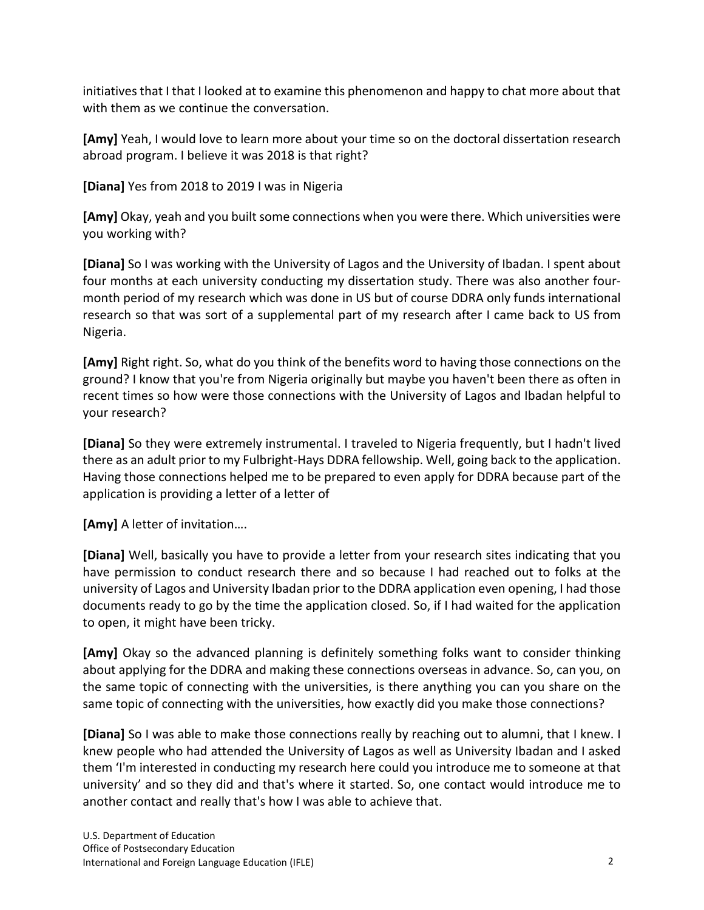initiatives that I that I looked at to examine this phenomenon and happy to chat more about that with them as we continue the conversation.

**[Amy]** Yeah, I would love to learn more about your time so on the doctoral dissertation research abroad program. I believe it was 2018 is that right?

**[Diana]** Yes from 2018 to 2019 I was in Nigeria

**[Amy]** Okay, yeah and you built some connections when you were there. Which universities were you working with?

**[Diana]** So I was working with the University of Lagos and the University of Ibadan. I spent about four months at each university conducting my dissertation study. There was also another four-month period of my research which was done in US but of course DDRA only funds international research so that was sort of a supplemental part of my research after I came back to US from Nigeria.

**[Amy]** Right right. So, what do you think of the benefits word to having those connections on the ground? I know that you're from Nigeria originally but maybe you haven't been there as often in recent times so how were those connections with the University of Lagos and Ibadan helpful to your research?

**[Diana]** So they were extremely instrumental. I traveled to Nigeria frequently, but I hadn't lived there as an adult prior to my Fulbright-Hays DDRA fellowship. Well, going back to the application. Having those connections helped me to be prepared to even apply for DDRA because part of the application is providing a letter of a letter of

**[Amy]** A letter of invitation….

**[Diana]** Well, basically you have to provide a letter from your research sites indicating that you have permission to conduct research there and so because I had reached out to folks at the university of Lagos and University Ibadan prior to the DDRA application even opening, I had those documents ready to go by the time the application closed. So, if I had waited for the application to open, it might have been tricky.

**[Amy]** Okay so the advanced planning is definitely something folks want to consider thinking about applying for the DDRA and making these connections overseas in advance. So, can you, on the same topic of connecting with the universities, is there anything you can you share on the same topic of connecting with the universities, how exactly did you make those connections?

**[Diana]** So I was able to make those connections really by reaching out to alumni, that I knew. I knew people who had attended the University of Lagos as well as University Ibadan and I asked them 'I'm interested in conducting my research here could you introduce me to someone at that university' and so they did and that's where it started. So, one contact would introduce me to another contact and really that's how I was able to achieve that.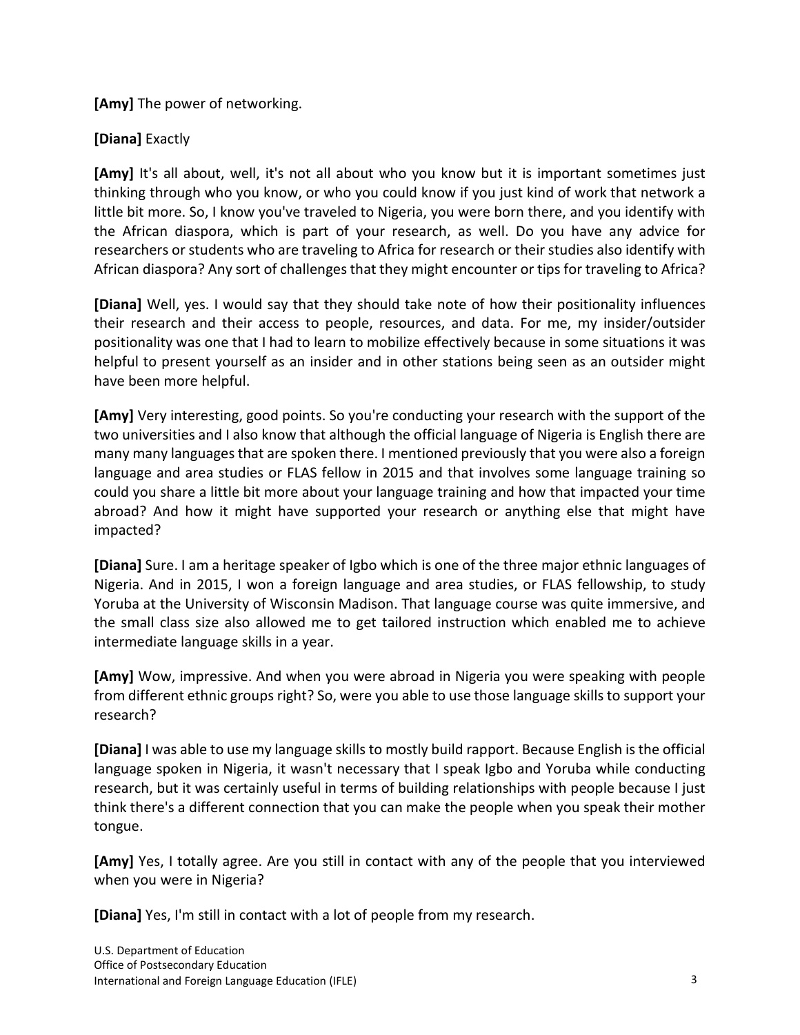**[Amy]** The power of networking.

**[Diana]** Exactly

**[Amy]** It's all about, well, it's not all about who you know but it is important sometimes just thinking through who you know, or who you could know if you just kind of work that network a little bit more. So, I know you've traveled to Nigeria, you were born there, and you identify with the African diaspora, which is part of your research, as well. Do you have any advice for researchers or students who are traveling to Africa for research or their studies also identify with African diaspora? Any sort of challenges that they might encounter or tips for traveling to Africa?

**[Diana]** Well, yes. I would say that they should take note of how their positionality influences their research and their access to people, resources, and data. For me, my insider/outsider positionality was one that I had to learn to mobilize effectively because in some situations it was helpful to present yourself as an insider and in other stations being seen as an outsider might have been more helpful.

**[Amy]** Very interesting, good points. So you're conducting your research with the support of the two universities and I also know that although the official language of Nigeria is English there are many many languages that are spoken there. I mentioned previously that you were also a foreign language and area studies or FLAS fellow in 2015 and that involves some language training so could you share a little bit more about your language training and how that impacted your time abroad? And how it might have supported your research or anything else that might have impacted?

**[Diana]** Sure. I am a heritage speaker of Igbo which is one of the three major ethnic languages of Nigeria. And in 2015, I won a foreign language and area studies, or FLAS fellowship, to study Yoruba at the University of Wisconsin Madison. That language course was quite immersive, and the small class size also allowed me to get tailored instruction which enabled me to achieve intermediate language skills in a year.

**[Amy]** Wow, impressive. And when you were abroad in Nigeria you were speaking with people from different ethnic groups right? So, were you able to use those language skills to support your research?

**[Diana]** I was able to use my language skills to mostly build rapport. Because English is the official language spoken in Nigeria, it wasn't necessary that I speak Igbo and Yoruba while conducting research, but it was certainly useful in terms of building relationships with people because I just think there's a different connection that you can make the people when you speak their mother tongue.

**[Amy]** Yes, I totally agree. Are you still in contact with any of the people that you interviewed when you were in Nigeria?

**[Diana]** Yes, I'm still in contact with a lot of people from my research.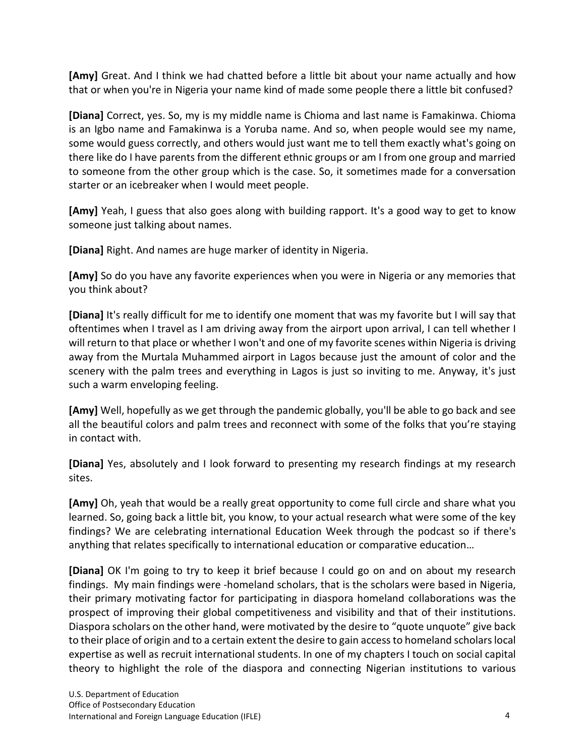**[Amy]** Great. And I think we had chatted before a little bit about your name actually and how that or when you're in Nigeria your name kind of made some people there a little bit confused?

**[Diana]** Correct, yes. So, my is my middle name is Chioma and last name is Famakinwa. Chioma is an Igbo name and Famakinwa is a Yoruba name. And so, when people would see my name, some would guess correctly, and others would just want me to tell them exactly what's going on there like do I have parents from the different ethnic groups or am I from one group and married to someone from the other group which is the case. So, it sometimes made for a conversation starter or an icebreaker when I would meet people.

**[Amy]** Yeah, I guess that also goes along with building rapport. It's a good way to get to know someone just talking about names.

**[Diana]** Right. And names are huge marker of identity in Nigeria.

**[Amy]** So do you have any favorite experiences when you were in Nigeria or any memories that you think about?

**[Diana]** It's really difficult for me to identify one moment that was my favorite but I will say that oftentimes when I travel as I am driving away from the airport upon arrival, I can tell whether I will return to that place or whether I won't and one of my favorite scenes within Nigeria is driving away from the Murtala Muhammed airport in Lagos because just the amount of color and the scenery with the palm trees and everything in Lagos is just so inviting to me. Anyway, it's just such a warm enveloping feeling.

**[Amy]** Well, hopefully as we get through the pandemic globally, you'll be able to go back and see all the beautiful colors and palm trees and reconnect with some of the folks that you're staying in contact with.

**[Diana]** Yes, absolutely and I look forward to presenting my research findings at my research sites.

**[Amy]** Oh, yeah that would be a really great opportunity to come full circle and share what you learned. So, going back a little bit, you know, to your actual research what were some of the key findings? We are celebrating international Education Week through the podcast so if there's anything that relates specifically to international education or comparative education…

**[Diana]** OK I'm going to try to keep it brief because I could go on and on about my research findings. My main findings were -homeland scholars, that is the scholars were based in Nigeria, their primary motivating factor for participating in diaspora homeland collaborations was the prospect of improving their global competitiveness and visibility and that of their institutions. Diaspora scholars on the other hand, were motivated by the desire to "quote unquote" give back to their place of origin and to a certain extent the desire to gain access to homeland scholars local expertise as well as recruit international students. In one of my chapters I touch on social capital theory to highlight the role of the diaspora and connecting Nigerian institutions to various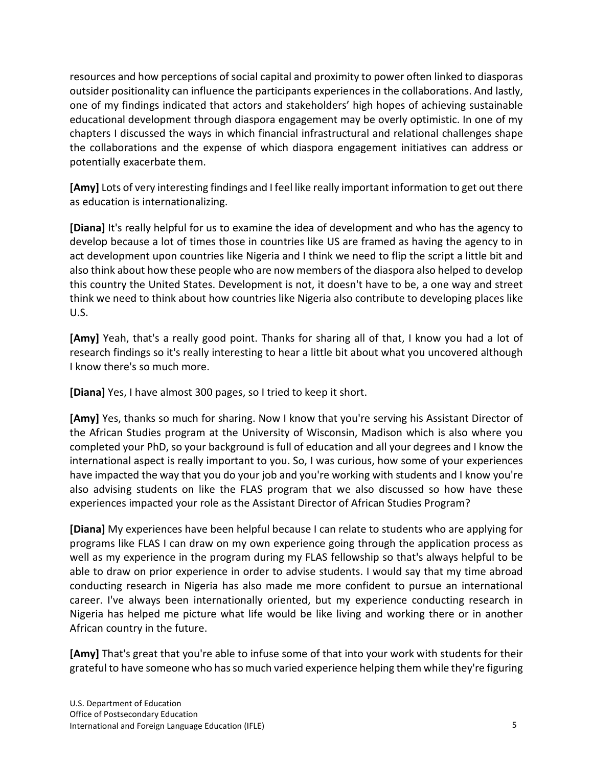resources and how perceptions of social capital and proximity to power often linked to diasporas outsider positionality can influence the participants experiences in the collaborations. And lastly, one of my findings indicated that actors and stakeholders' high hopes of achieving sustainable educational development through diaspora engagement may be overly optimistic. In one of my chapters I discussed the ways in which financial infrastructural and relational challenges shape the collaborations and the expense of which diaspora engagement initiatives can address or potentially exacerbate them.

**[Amy]** Lots of very interesting findings and I feel like really important information to get out there as education is internationalizing.

**[Diana]** It's really helpful for us to examine the idea of development and who has the agency to develop because a lot of times those in countries like US are framed as having the agency to in act development upon countries like Nigeria and I think we need to flip the script a little bit and also think about how these people who are now members of the diaspora also helped to develop this country the United States. Development is not, it doesn't have to be, a one way and street think we need to think about how countries like Nigeria also contribute to developing places like U.S.

**[Amy]** Yeah, that's a really good point. Thanks for sharing all of that, I know you had a lot of research findings so it's really interesting to hear a little bit about what you uncovered although I know there's so much more.

**[Diana]** Yes, I have almost 300 pages, so I tried to keep it short.

**[Amy]** Yes, thanks so much for sharing. Now I know that you're serving his Assistant Director of the African Studies program at the University of Wisconsin, Madison which is also where you completed your PhD, so your background is full of education and all your degrees and I know the international aspect is really important to you. So, I was curious, how some of your experiences have impacted the way that you do your job and you're working with students and I know you're also advising students on like the FLAS program that we also discussed so how have these experiences impacted your role as the Assistant Director of African Studies Program?

**[Diana]** My experiences have been helpful because I can relate to students who are applying for programs like FLAS I can draw on my own experience going through the application process as well as my experience in the program during my FLAS fellowship so that's always helpful to be able to draw on prior experience in order to advise students. I would say that my time abroad conducting research in Nigeria has also made me more confident to pursue an international career. I've always been internationally oriented, but my experience conducting research in Nigeria has helped me picture what life would be like living and working there or in another African country in the future.

**[Amy]** That's great that you're able to infuse some of that into your work with students for their grateful to have someone who has so much varied experience helping them while they're figuring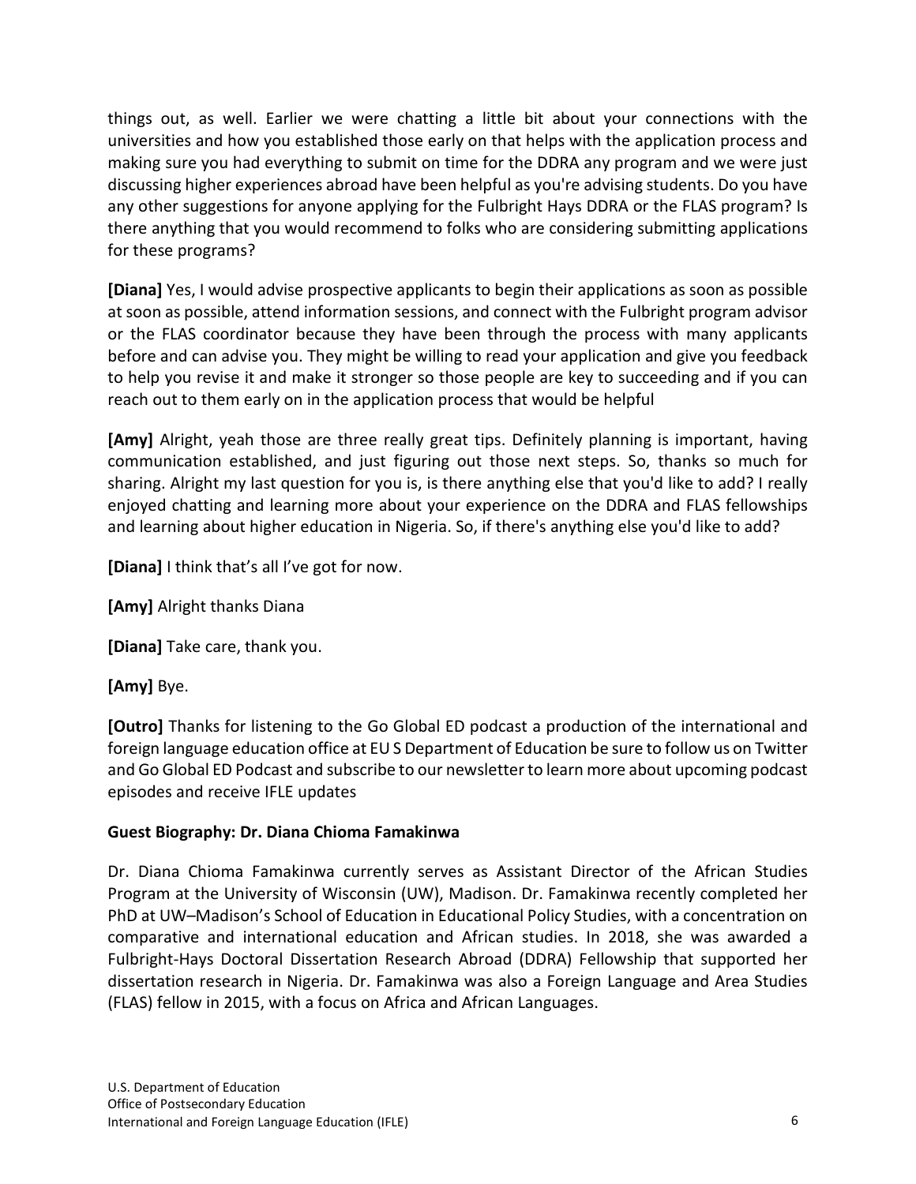things out, as well. Earlier we were chatting a little bit about your connections with the universities and how you established those early on that helps with the application process and making sure you had everything to submit on time for the DDRA any program and we were just discussing higher experiences abroad have been helpful as you're advising students. Do you have any other suggestions for anyone applying for the Fulbright Hays DDRA or the FLAS program? Is there anything that you would recommend to folks who are considering submitting applications for these programs?

**[Diana]** Yes, I would advise prospective applicants to begin their applications as soon as possible at soon as possible, attend information sessions, and connect with the Fulbright program advisor or the FLAS coordinator because they have been through the process with many applicants before and can advise you. They might be willing to read your application and give you feedback to help you revise it and make it stronger so those people are key to succeeding and if you can reach out to them early on in the application process that would be helpful

**[Amy]** Alright, yeah those are three really great tips. Definitely planning is important, having communication established, and just figuring out those next steps. So, thanks so much for sharing. Alright my last question for you is, is there anything else that you'd like to add? I really enjoyed chatting and learning more about your experience on the DDRA and FLAS fellowships and learning about higher education in Nigeria. So, if there's anything else you'd like to add?

**[Diana]** I think that's all I've got for now.

**[Amy]** Alright thanks Diana

**[Diana]** Take care, thank you.

**[Amy]** Bye.

**[Outro]** Thanks for listening to the Go Global ED podcast a production of the international and foreign language education office at EU S Department of Education be sure to follow us on Twitter and Go Global ED Podcast and subscribe to our newsletter to learn more about upcoming podcast episodes and receive IFLE updates

**Guest Biography: Dr. Diana Chioma Famakinwa**

Dr. Diana Chioma Famakinwa currently serves as Assistant Director of the African Studies Program at the University of Wisconsin (UW), Madison. Dr. Famakinwa recently completed her PhD at UW–Madison's School of Education in Educational Policy Studies, with a concentration on comparative and international education and African studies. In 2018, she was awarded a Fulbright-Hays Doctoral Dissertation Research Abroad (DDRA) Fellowship that supported her dissertation research in Nigeria. Dr. Famakinwa was also a Foreign Language and Area Studies (FLAS) fellow in 2015, with a focus on Africa and African Languages.